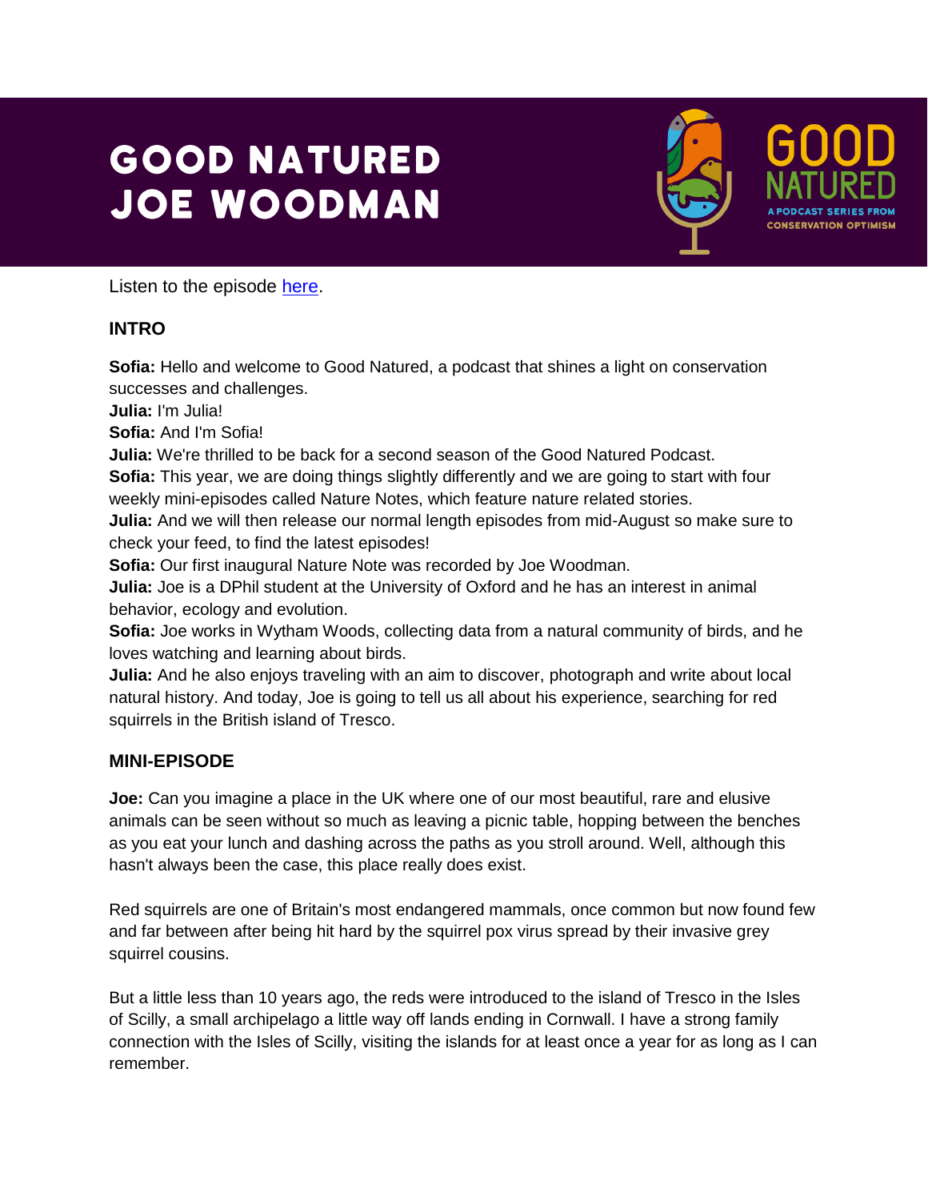# GOOD NATURED
# JOE WOODMAN

Listen to the episode [here]().

## INTRO

**Sofia:** Hello and welcome to Good Natured, a podcast that shines a light on conservation successes and challenges.
**Julia:** I'm Julia!
**Sofia:** And I'm Sofia!
**Julia:** We're thrilled to be back for a second season of the Good Natured Podcast.
**Sofia:** This year, we are doing things slightly differently and we are going to start with four weekly mini-episodes called Nature Notes, which feature nature related stories.
**Julia:** And we will then release our normal length episodes from mid-August so make sure to check your feed, to find the latest episodes!
**Sofia:** Our first inaugural Nature Note was recorded by Joe Woodman.
**Julia:** Joe is a DPhil student at the University of Oxford and he has an interest in animal behavior, ecology and evolution.
**Sofia:** Joe works in Wytham Woods, collecting data from a natural community of birds, and he loves watching and learning about birds.
**Julia:** And he also enjoys traveling with an aim to discover, photograph and write about local natural history. And today, Joe is going to tell us all about his experience, searching for red squirrels in the British island of Tresco.

## MINI-EPISODE

**Joe:** Can you imagine a place in the UK where one of our most beautiful, rare and elusive animals can be seen without so much as leaving a picnic table, hopping between the benches as you eat your lunch and dashing across the paths as you stroll around. Well, although this hasn't always been the case, this place really does exist.

Red squirrels are one of Britain's most endangered mammals, once common but now found few and far between after being hit hard by the squirrel pox virus spread by their invasive grey squirrel cousins.

But a little less than 10 years ago, the reds were introduced to the island of Tresco in the Isles of Scilly, a small archipelago a little way off lands ending in Cornwall. I have a strong family connection with the Isles of Scilly, visiting the islands for at least once a year for as long as I can remember.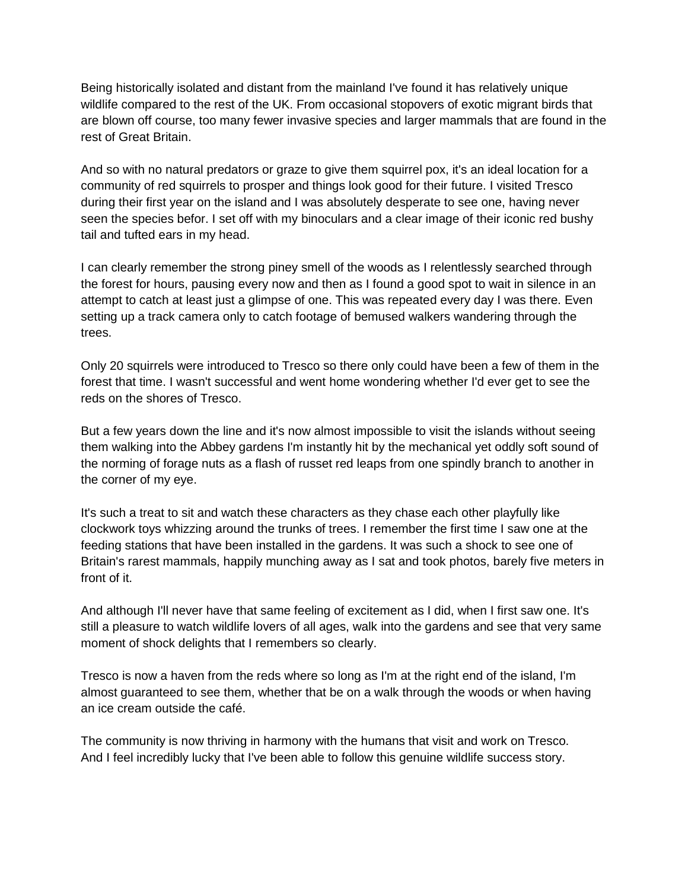Being historically isolated and distant from the mainland I've found it has relatively unique wildlife compared to the rest of the UK. From occasional stopovers of exotic migrant birds that are blown off course, too many fewer invasive species and larger mammals that are found in the rest of Great Britain.

And so with no natural predators or graze to give them squirrel pox, it's an ideal location for a community of red squirrels to prosper and things look good for their future. I visited Tresco during their first year on the island and I was absolutely desperate to see one, having never seen the species befor. I set off with my binoculars and a clear image of their iconic red bushy tail and tufted ears in my head.

I can clearly remember the strong piney smell of the woods as I relentlessly searched through the forest for hours, pausing every now and then as I found a good spot to wait in silence in an attempt to catch at least just a glimpse of one. This was repeated every day I was there. Even setting up a track camera only to catch footage of bemused walkers wandering through the trees.

Only 20 squirrels were introduced to Tresco so there only could have been a few of them in the forest that time. I wasn't successful and went home wondering whether I'd ever get to see the reds on the shores of Tresco.

But a few years down the line and it's now almost impossible to visit the islands without seeing them walking into the Abbey gardens I'm instantly hit by the mechanical yet oddly soft sound of the norming of forage nuts as a flash of russet red leaps from one spindly branch to another in the corner of my eye.

It's such a treat to sit and watch these characters as they chase each other playfully like clockwork toys whizzing around the trunks of trees. I remember the first time I saw one at the feeding stations that have been installed in the gardens. It was such a shock to see one of Britain's rarest mammals, happily munching away as I sat and took photos, barely five meters in front of it.

And although I'll never have that same feeling of excitement as I did, when I first saw one. It's still a pleasure to watch wildlife lovers of all ages, walk into the gardens and see that very same moment of shock delights that I remembers so clearly.

Tresco is now a haven from the reds where so long as I'm at the right end of the island, I'm almost guaranteed to see them, whether that be on a walk through the woods or when having an ice cream outside the café.

The community is now thriving in harmony with the humans that visit and work on Tresco.
And I feel incredibly lucky that I've been able to follow this genuine wildlife success story.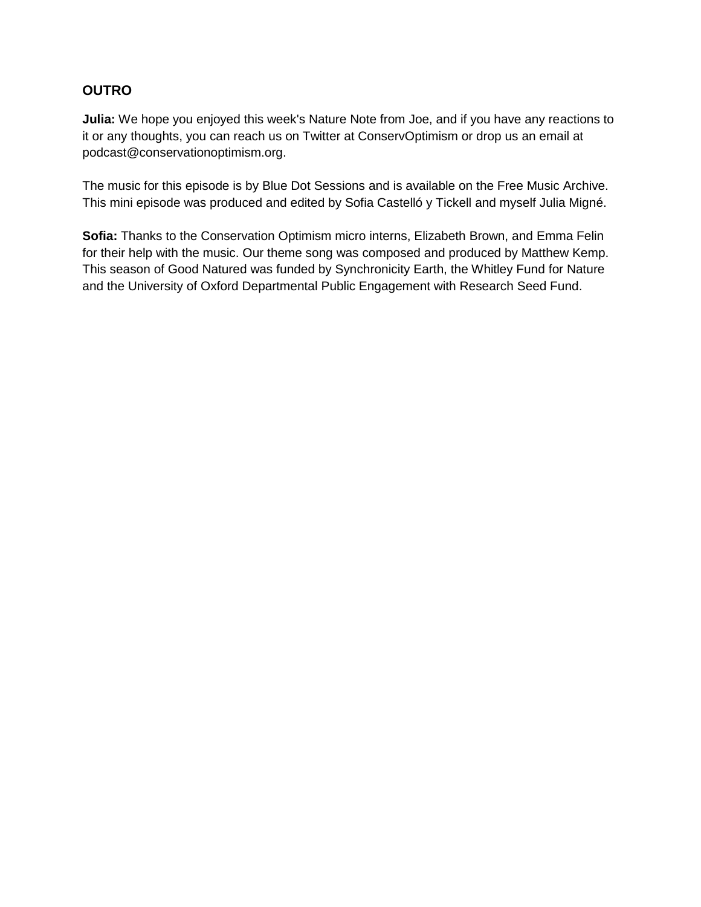### OUTRO

**Julia:** We hope you enjoyed this week's Nature Note from Joe, and if you have any reactions to it or any thoughts, you can reach us on Twitter at ConservOptimism or drop us an email at podcast@conservationoptimism.org.

The music for this episode is by Blue Dot Sessions and is available on the Free Music Archive. This mini episode was produced and edited by Sofia Castelló y Tickell and myself Julia Migné.

**Sofia:** Thanks to the Conservation Optimism micro interns, Elizabeth Brown, and Emma Felin for their help with the music. Our theme song was composed and produced by Matthew Kemp. This season of Good Natured was funded by Synchronicity Earth, the Whitley Fund for Nature and the University of Oxford Departmental Public Engagement with Research Seed Fund.